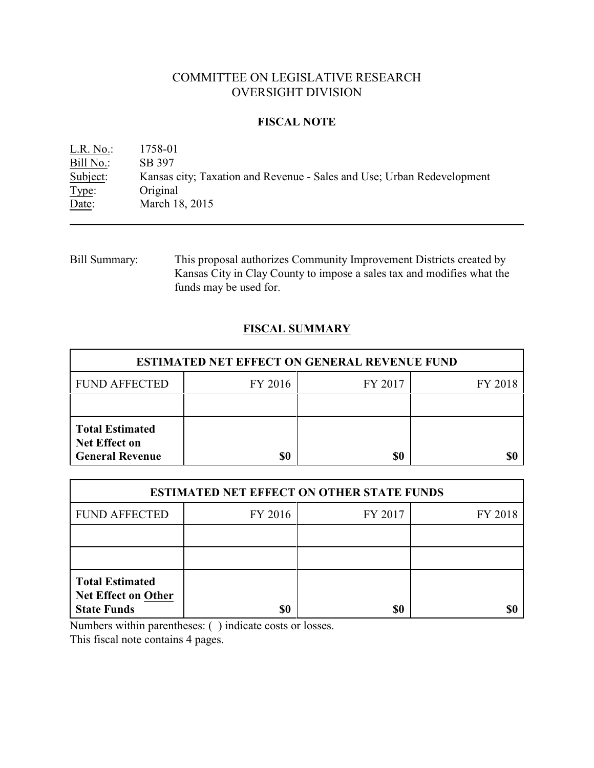# COMMITTEE ON LEGISLATIVE RESEARCH
# OVERSIGHT DIVISION

## FISCAL NOTE

L.R. No.: 1758-01
Bill No.: SB 397
Subject: Kansas city; Taxation and Revenue - Sales and Use; Urban Redevelopment
Type: Original
Date: March 18, 2015

---

Bill Summary: This proposal authorizes Community Improvement Districts created by Kansas City in Clay County to impose a sales tax and modifies what the funds may be used for.

## FISCAL SUMMARY

| ESTIMATED NET EFFECT ON GENERAL REVENUE FUND | | | |
|---|---|---|---|
| FUND AFFECTED | FY 2016 | FY 2017 | FY 2018 |
| | | | |
| **Total Estimated Net Effect on General Revenue** | **$0** | **$0** | **$0** |

| ESTIMATED NET EFFECT ON OTHER STATE FUNDS | | | |
|---|---|---|---|
| FUND AFFECTED | FY 2016 | FY 2017 | FY 2018 |
| | | | |
| | | | |
| **Total Estimated Net Effect on Other State Funds** | **$0** | **$0** | **$0** |

Numbers within parentheses: ( ) indicate costs or losses.
This fiscal note contains 4 pages.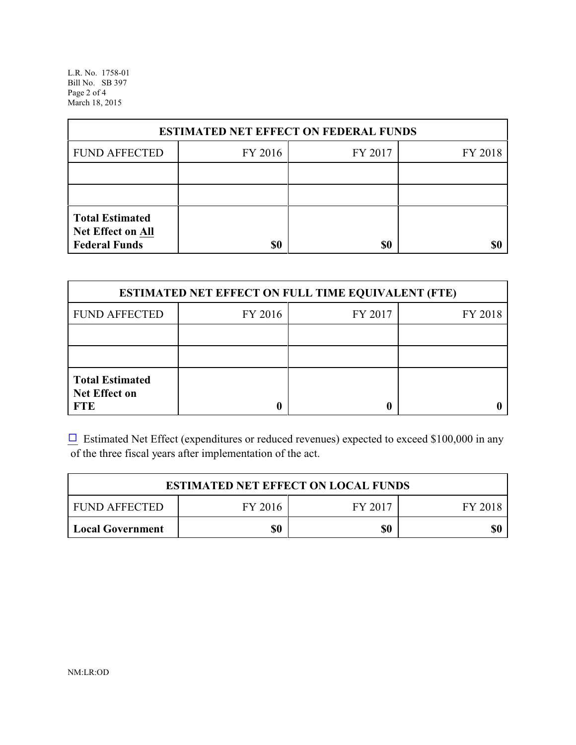| ESTIMATED NET EFFECT ON FEDERAL FUNDS | | | |
|---|---|---|---|
| FUND AFFECTED | FY 2016 | FY 2017 | FY 2018 |
| | | | |
| | | | |
| **Total Estimated Net Effect on All Federal Funds** | **$0** | **$0** | **$0** |

| ESTIMATED NET EFFECT ON FULL TIME EQUIVALENT (FTE) | | | |
|---|---|---|---|
| FUND AFFECTED | FY 2016 | FY 2017 | FY 2018 |
| | | | |
| | | | |
| **Total Estimated Net Effect on FTE** | **0** | **0** | **0** |

☐ Estimated Net Effect (expenditures or reduced revenues) expected to exceed $100,000 in any of the three fiscal years after implementation of the act.

| ESTIMATED NET EFFECT ON LOCAL FUNDS | | | |
|---|---|---|---|
| FUND AFFECTED | FY 2016 | FY 2017 | FY 2018 |
| **Local Government** | **$0** | **$0** | **$0** |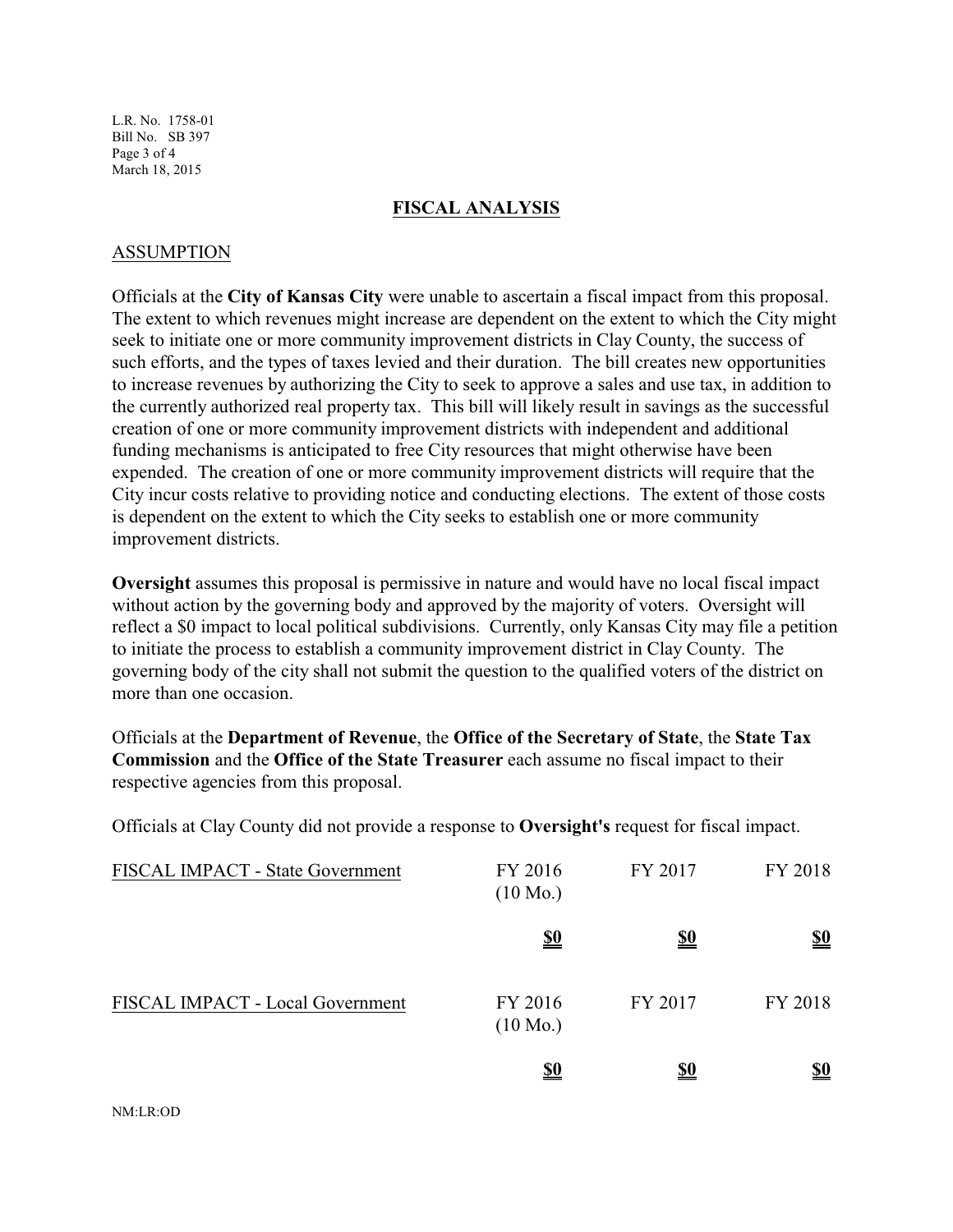## FISCAL ANALYSIS

### ASSUMPTION

Officials at the **City of Kansas City** were unable to ascertain a fiscal impact from this proposal. The extent to which revenues might increase are dependent on the extent to which the City might seek to initiate one or more community improvement districts in Clay County, the success of such efforts, and the types of taxes levied and their duration. The bill creates new opportunities to increase revenues by authorizing the City to seek to approve a sales and use tax, in addition to the currently authorized real property tax. This bill will likely result in savings as the successful creation of one or more community improvement districts with independent and additional funding mechanisms is anticipated to free City resources that might otherwise have been expended. The creation of one or more community improvement districts will require that the City incur costs relative to providing notice and conducting elections. The extent of those costs is dependent on the extent to which the City seeks to establish one or more community improvement districts.

**Oversight** assumes this proposal is permissive in nature and would have no local fiscal impact without action by the governing body and approved by the majority of voters. Oversight will reflect a $0 impact to local political subdivisions. Currently, only Kansas City may file a petition to initiate the process to establish a community improvement district in Clay County. The governing body of the city shall not submit the question to the qualified voters of the district on more than one occasion.

Officials at the **Department of Revenue**, the **Office of the Secretary of State**, the **State Tax Commission** and the **Office of the State Treasurer** each assume no fiscal impact to their respective agencies from this proposal.

Officials at Clay County did not provide a response to **Oversight's** request for fiscal impact.

| FISCAL IMPACT - State Government | FY 2016 (10 Mo.) | FY 2017 | FY 2018 |
|---|---|---|---|
| | **$0** | **$0** | **$0** |

| FISCAL IMPACT - Local Government | FY 2016 (10 Mo.) | FY 2017 | FY 2018 |
|---|---|---|---|
| | **$0** | **$0** | **$0** |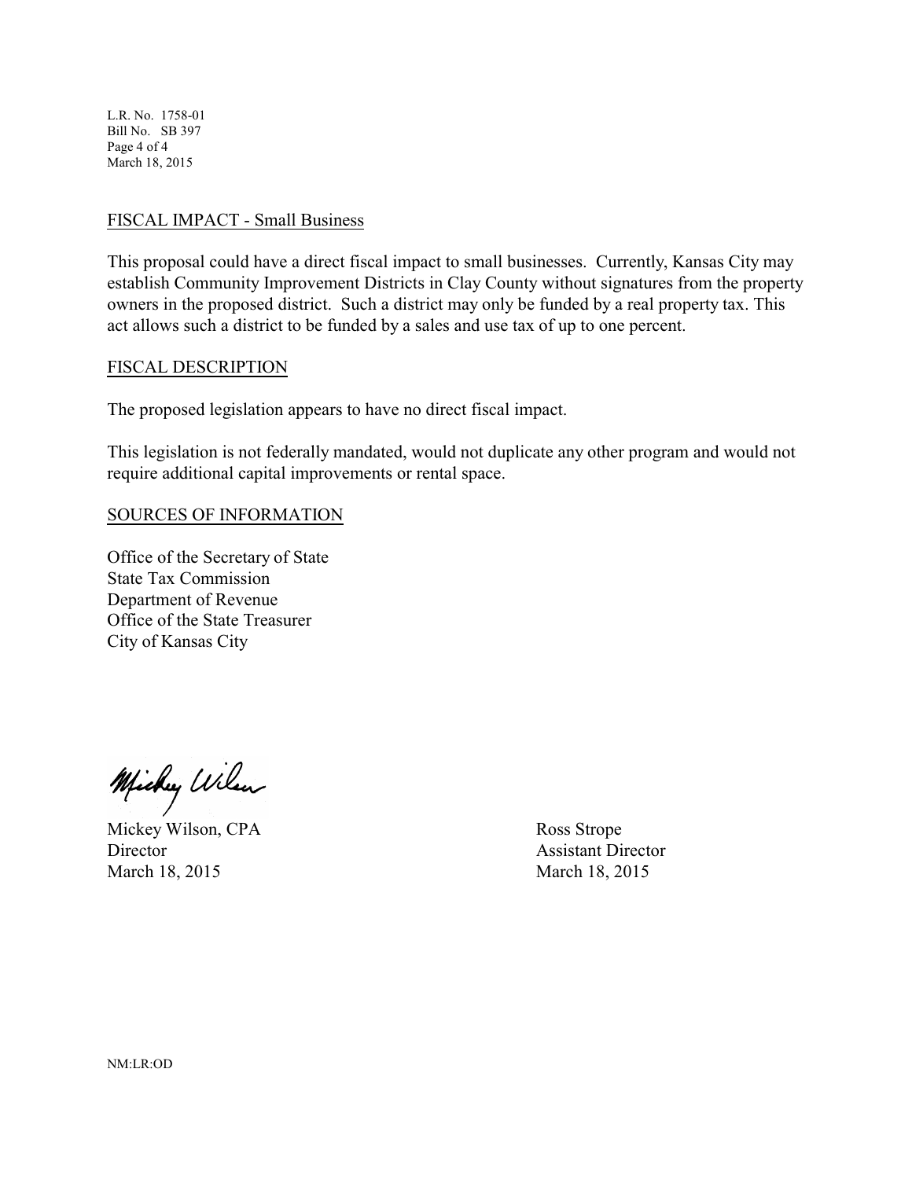## FISCAL IMPACT - Small Business

This proposal could have a direct fiscal impact to small businesses. Currently, Kansas City may establish Community Improvement Districts in Clay County without signatures from the property owners in the proposed district. Such a district may only be funded by a real property tax. This act allows such a district to be funded by a sales and use tax of up to one percent.

## FISCAL DESCRIPTION

The proposed legislation appears to have no direct fiscal impact.

This legislation is not federally mandated, would not duplicate any other program and would not require additional capital improvements or rental space.

## SOURCES OF INFORMATION

Office of the Secretary of State
State Tax Commission
Department of Revenue
Office of the State Treasurer
City of Kansas City

Mickey Wilson, CPA
Director
March 18, 2015

Ross Strope
Assistant Director
March 18, 2015

NM:LR:OD